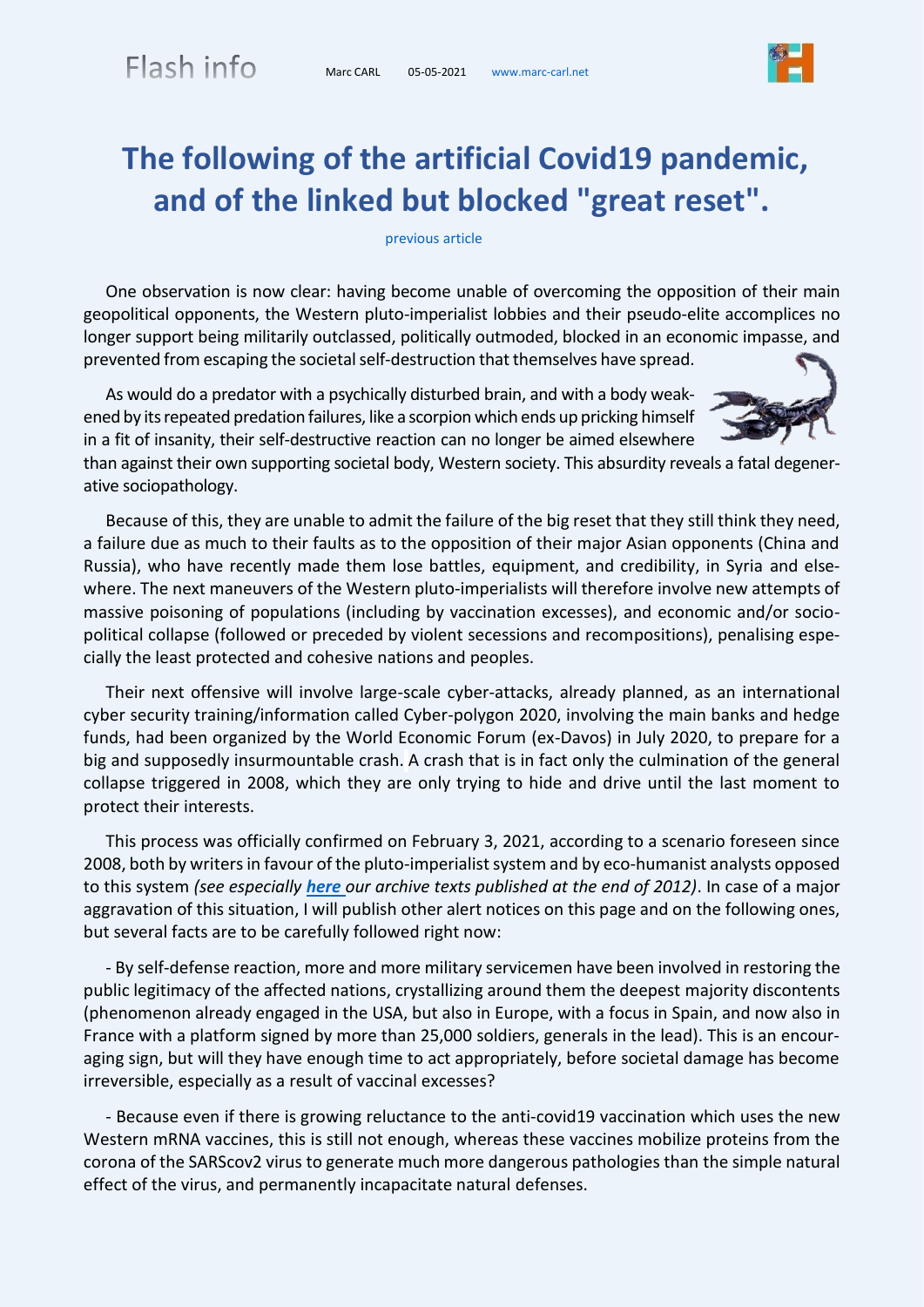Flash info    Marc CARL    05-05-2021    www.marc-carl.net

# The following of the artificial Covid19 pandemic, and of the linked but blocked "great reset".

previous article

One observation is now clear: having become unable of overcoming the opposition of their main geopolitical opponents, the Western pluto-imperialist lobbies and their pseudo-elite accomplices no longer support being militarily outclassed, politically outmoded, blocked in an economic impasse, and prevented from escaping the societal self-destruction that themselves have spread.

As would do a predator with a psychically disturbed brain, and with a body weakened by its repeated predation failures, like a scorpion which ends up pricking himself in a fit of insanity, their self-destructive reaction can no longer be aimed elsewhere than against their own supporting societal body, Western society. This absurdity reveals a fatal degenerative sociopathology.

Because of this, they are unable to admit the failure of the big reset that they still think they need, a failure due as much to their faults as to the opposition of their major Asian opponents (China and Russia), who have recently made them lose battles, equipment, and credibility, in Syria and elsewhere. The next maneuvers of the Western pluto-imperialists will therefore involve new attempts of massive poisoning of populations (including by vaccination excesses), and economic and/or socio-political collapse (followed or preceded by violent secessions and recompositions), penalising especially the least protected and cohesive nations and peoples.

Their next offensive will involve large-scale cyber-attacks, already planned, as an international cyber security training/information called Cyber-polygon 2020, involving the main banks and hedge funds, had been organized by the World Economic Forum (ex-Davos) in July 2020, to prepare for a big and supposedly insurmountable crash. A crash that is in fact only the culmination of the general collapse triggered in 2008, which they are only trying to hide and drive until the last moment to protect their interests.

This process was officially confirmed on February 3, 2021, according to a scenario foreseen since 2008, both by writers in favour of the pluto-imperialist system and by eco-humanist analysts opposed to this system *(see especially* ***here*** *our archive texts published at the end of 2012)*. In case of a major aggravation of this situation, I will publish other alert notices on this page and on the following ones, but several facts are to be carefully followed right now:

- By self-defense reaction, more and more military servicemen have been involved in restoring the public legitimacy of the affected nations, crystallizing around them the deepest majority discontents (phenomenon already engaged in the USA, but also in Europe, with a focus in Spain, and now also in France with a platform signed by more than 25,000 soldiers, generals in the lead). This is an encouraging sign, but will they have enough time to act appropriately, before societal damage has become irreversible, especially as a result of vaccinal excesses?

- Because even if there is growing reluctance to the anti-covid19 vaccination which uses the new Western mRNA vaccines, this is still not enough, whereas these vaccines mobilize proteins from the corona of the SARScov2 virus to generate much more dangerous pathologies than the simple natural effect of the virus, and permanently incapacitate natural defenses.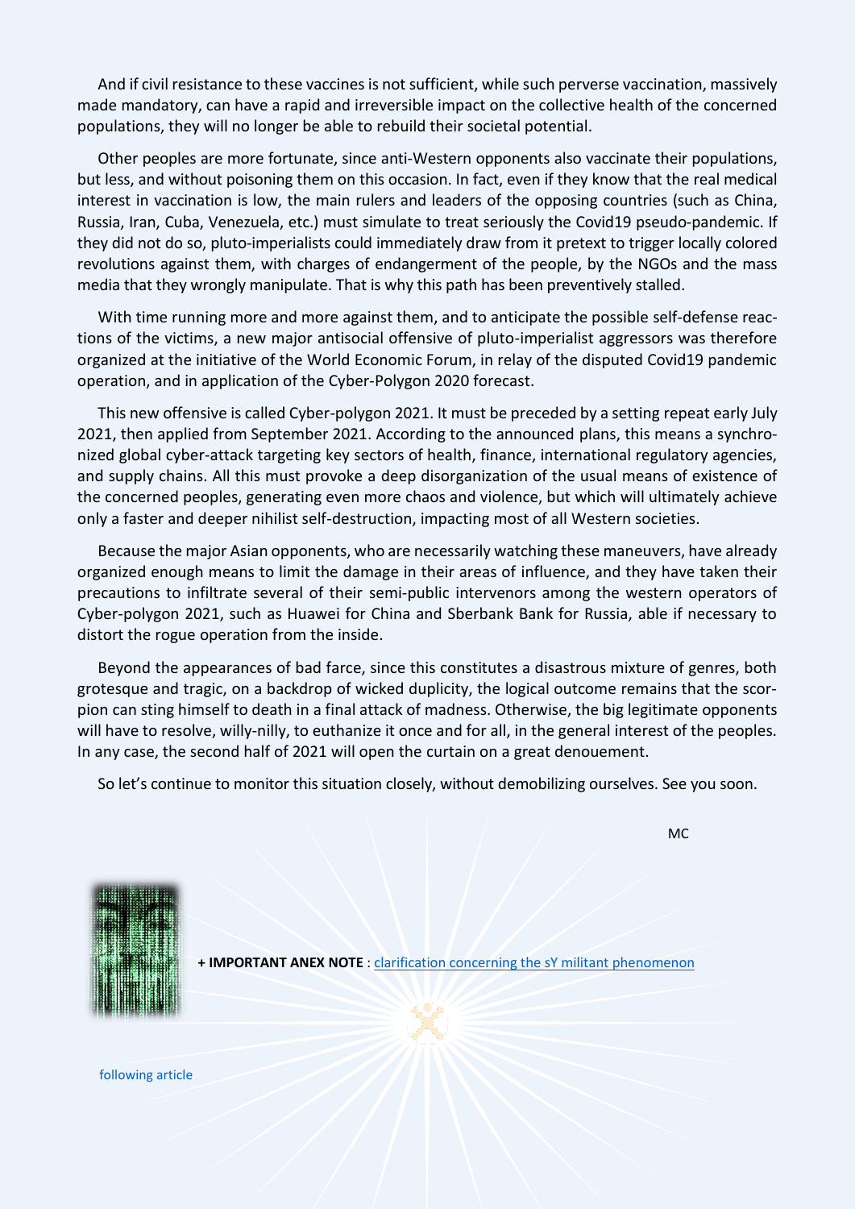And if civil resistance to these vaccines is not sufficient, while such perverse vaccination, massively made mandatory, can have a rapid and irreversible impact on the collective health of the concerned populations, they will no longer be able to rebuild their societal potential.

Other peoples are more fortunate, since anti-Western opponents also vaccinate their populations, but less, and without poisoning them on this occasion. In fact, even if they know that the real medical interest in vaccination is low, the main rulers and leaders of the opposing countries (such as China, Russia, Iran, Cuba, Venezuela, etc.) must simulate to treat seriously the Covid19 pseudo-pandemic. If they did not do so, pluto-imperialists could immediately draw from it pretext to trigger locally colored revolutions against them, with charges of endangerment of the people, by the NGOs and the mass media that they wrongly manipulate. That is why this path has been preventively stalled.

With time running more and more against them, and to anticipate the possible self-defense reactions of the victims, a new major antisocial offensive of pluto-imperialist aggressors was therefore organized at the initiative of the World Economic Forum, in relay of the disputed Covid19 pandemic operation, and in application of the Cyber-Polygon 2020 forecast.

This new offensive is called Cyber-polygon 2021. It must be preceded by a setting repeat early July 2021, then applied from September 2021. According to the announced plans, this means a synchronized global cyber-attack targeting key sectors of health, finance, international regulatory agencies, and supply chains. All this must provoke a deep disorganization of the usual means of existence of the concerned peoples, generating even more chaos and violence, but which will ultimately achieve only a faster and deeper nihilist self-destruction, impacting most of all Western societies.

Because the major Asian opponents, who are necessarily watching these maneuvers, have already organized enough means to limit the damage in their areas of influence, and they have taken their precautions to infiltrate several of their semi-public intervenors among the western operators of Cyber-polygon 2021, such as Huawei for China and Sberbank Bank for Russia, able if necessary to distort the rogue operation from the inside.

Beyond the appearances of bad farce, since this constitutes a disastrous mixture of genres, both grotesque and tragic, on a backdrop of wicked duplicity, the logical outcome remains that the scorpion can sting himself to death in a final attack of madness. Otherwise, the big legitimate opponents will have to resolve, willy-nilly, to euthanize it once and for all, in the general interest of the peoples. In any case, the second half of 2021 will open the curtain on a great denouement.

So let's continue to monitor this situation closely, without demobilizing ourselves. See you soon.

MC

**+ IMPORTANT ANEX NOTE** : clarification concerning the sY militant phenomenon

following article